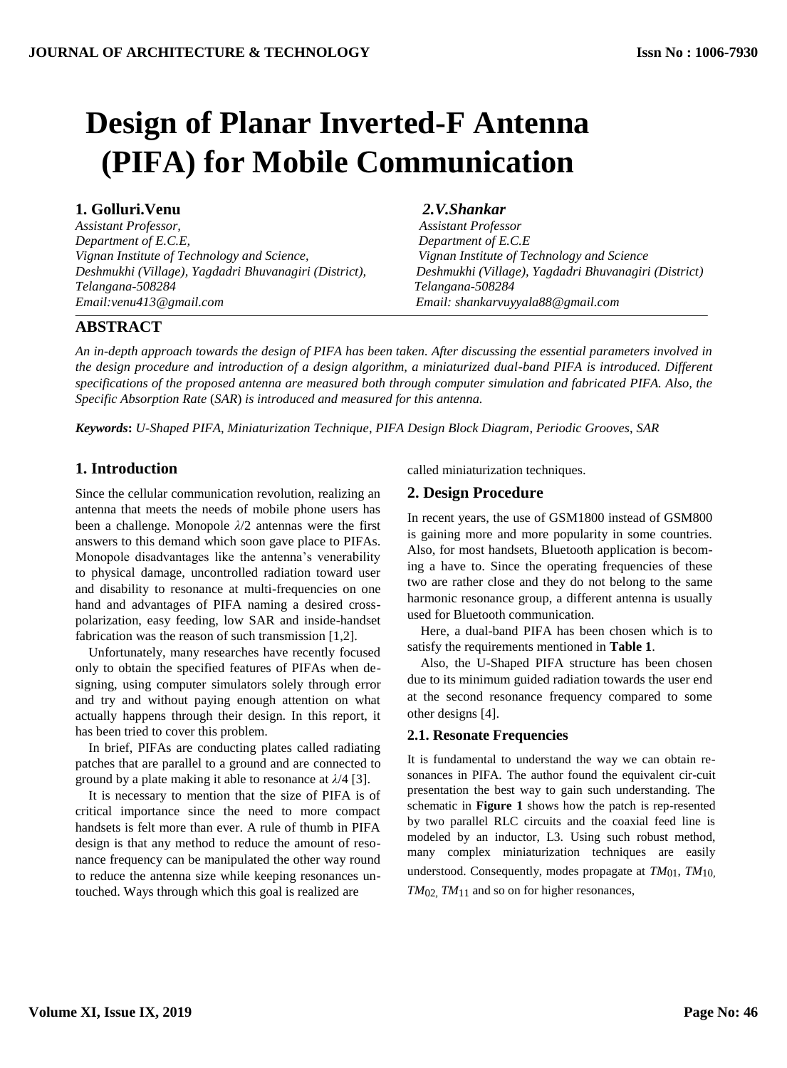# Design of Planar Inverted-F Antenna (PIFA) for Mobile Communication

**1. Golluri.Venu**
*Assistant Professor,*
*Department of E.C.E,*
*Vignan Institute of Technology and Science,*
*Deshmukhi (Village), Yagdadri Bhuvanagiri (District),*
*Telangana-508284*
*Email:venu413@gmail.com*

***2.V.Shankar***
*Assistant Professor*
*Department of E.C.E*
*Vignan Institute of Technology and Science*
*Deshmukhi (Village), Yagdadri Bhuvanagiri (District)*
*Telangana-508284*
*Email: shankarvuyyala88@gmail.com*

## ABSTRACT

*An in-depth approach towards the design of PIFA has been taken. After discussing the essential parameters involved in the design procedure and introduction of a design algorithm, a miniaturized dual-band PIFA is introduced. Different specifications of the proposed antenna are measured both through computer simulation and fabricated PIFA. Also, the Specific Absorption Rate* (*SAR*) *is introduced and measured for this antenna.*

***Keywords*****:** *U-Shaped PIFA, Miniaturization Technique, PIFA Design Block Diagram, Periodic Grooves, SAR*

## 1. Introduction

Since the cellular communication revolution, realizing an antenna that meets the needs of mobile phone users has been a challenge. Monopole $\lambda/2$ antennas were the first answers to this demand which soon gave place to PIFAs. Monopole disadvantages like the antenna's venerability to physical damage, uncontrolled radiation toward user and disability to resonance at multi-frequencies on one hand and advantages of PIFA naming a desired cross-polarization, easy feeding, low SAR and inside-handset fabrication was the reason of such transmission [1,2].

Unfortunately, many researches have recently focused only to obtain the specified features of PIFAs when designing, using computer simulators solely through error and try and without paying enough attention on what actually happens through their design. In this report, it has been tried to cover this problem.

In brief, PIFAs are conducting plates called radiating patches that are parallel to a ground and are connected to ground by a plate making it able to resonance at $\lambda/4$ [3].

It is necessary to mention that the size of PIFA is of critical importance since the need to more compact handsets is felt more than ever. A rule of thumb in PIFA design is that any method to reduce the amount of resonance frequency can be manipulated the other way round to reduce the antenna size while keeping resonances untouched. Ways through which this goal is realized are called miniaturization techniques.

## 2. Design Procedure

In recent years, the use of GSM1800 instead of GSM800 is gaining more and more popularity in some countries. Also, for most handsets, Bluetooth application is becoming a have to. Since the operating frequencies of these two are rather close and they do not belong to the same harmonic resonance group, a different antenna is usually used for Bluetooth communication.

Here, a dual-band PIFA has been chosen which is to satisfy the requirements mentioned in **Table 1**.

Also, the U-Shaped PIFA structure has been chosen due to its minimum guided radiation towards the user end at the second resonance frequency compared to some other designs [4].

### 2.1. Resonate Frequencies

It is fundamental to understand the way we can obtain resonances in PIFA. The author found the equivalent cir-cuit presentation the best way to gain such understanding. The schematic in **Figure 1** shows how the patch is rep-resented by two parallel RLC circuits and the coaxial feed line is modeled by an inductor, L3. Using such robust method, many complex miniaturization techniques are easily understood. Consequently, modes propagate at $TM_{01}$, $TM_{10}$, $TM_{02}$, $TM_{11}$ and so on for higher resonances,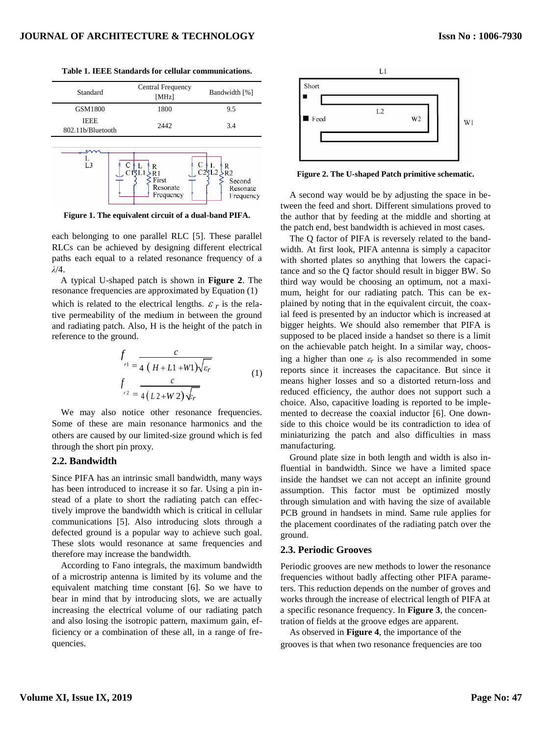**Table 1. IEEE Standards for cellular communications.**

| Standard | Central Frequency [MHz] | Bandwidth [%] |
|---|---|---|
| GSM1800 | 1800 | 9.5 |
| IEEE 802.11b/Bluetooth | 2442 | 3.4 |

**Figure 1. The equivalent circuit of a dual-band PIFA.**

each belonging to one parallel RLC [5]. These parallel RLCs can be achieved by designing different electrical paths each equal to a related resonance frequency of a $\lambda/4$.

A typical U-shaped patch is shown in **Figure 2**. The resonance frequencies are approximated by Equation (1) which is related to the electrical lengths. $\varepsilon_r$ is the relative permeability of the medium in between the ground and radiating patch. Also, H is the height of the patch in reference to the ground.

$$
\begin{aligned}
f_{r1} &= \frac{c}{4\left(H + L1 + W1\right)\sqrt{\varepsilon_r}} \\
f_{r2} &= \frac{c}{4\left(L2 + W2\right)\sqrt{\varepsilon_r}}
\end{aligned}
\tag{1}
$$

We may also notice other resonance frequencies. Some of these are main resonance harmonics and the others are caused by our limited-size ground which is fed through the short pin proxy.

## 2.2. Bandwidth

Since PIFA has an intrinsic small bandwidth, many ways has been introduced to increase it so far. Using a pin instead of a plate to short the radiating patch can effectively improve the bandwidth which is critical in cellular communications [5]. Also introducing slots through a defected ground is a popular way to achieve such goal. These slots would resonance at same frequencies and therefore may increase the bandwidth.

According to Fano integrals, the maximum bandwidth of a microstrip antenna is limited by its volume and the equivalent matching time constant [6]. So we have to bear in mind that by introducing slots, we are actually increasing the electrical volume of our radiating patch and also losing the isotropic pattern, maximum gain, efficiency or a combination of these all, in a range of frequencies.

**Figure 2. The U-shaped Patch primitive schematic.**

A second way would be by adjusting the space in between the feed and short. Different simulations proved to the author that by feeding at the middle and shorting at the patch end, best bandwidth is achieved in most cases.

The Q factor of PIFA is reversely related to the bandwidth. At first look, PIFA antenna is simply a capacitor with shorted plates so anything that lowers the capacitance and so the Q factor should result in bigger BW. So third way would be choosing an optimum, not a maximum, height for our radiating patch. This can be explained by noting that in the equivalent circuit, the coaxial feed is presented by an inductor which is increased at bigger heights. We should also remember that PIFA is supposed to be placed inside a handset so there is a limit on the achievable patch height. In a similar way, choosing a higher than one $\varepsilon_r$ is also recommended in some reports since it increases the capacitance. But since it means higher losses and so a distorted return-loss and reduced efficiency, the author does not support such a choice. Also, capacitive loading is reported to be implemented to decrease the coaxial inductor [6]. One downside to this choice would be its contradiction to idea of miniaturizing the patch and also difficulties in mass manufacturing.

Ground plate size in both length and width is also influential in bandwidth. Since we have a limited space inside the handset we can not accept an infinite ground assumption. This factor must be optimized mostly through simulation and with having the size of available PCB ground in handsets in mind. Same rule applies for the placement coordinates of the radiating patch over the ground.

## 2.3. Periodic Grooves

Periodic grooves are new methods to lower the resonance frequencies without badly affecting other PIFA parameters. This reduction depends on the number of groves and works through the increase of electrical length of PIFA at a specific resonance frequency. In **Figure 3**, the concentration of fields at the groove edges are apparent.

As observed in **Figure 4**, the importance of the grooves is that when two resonance frequencies are too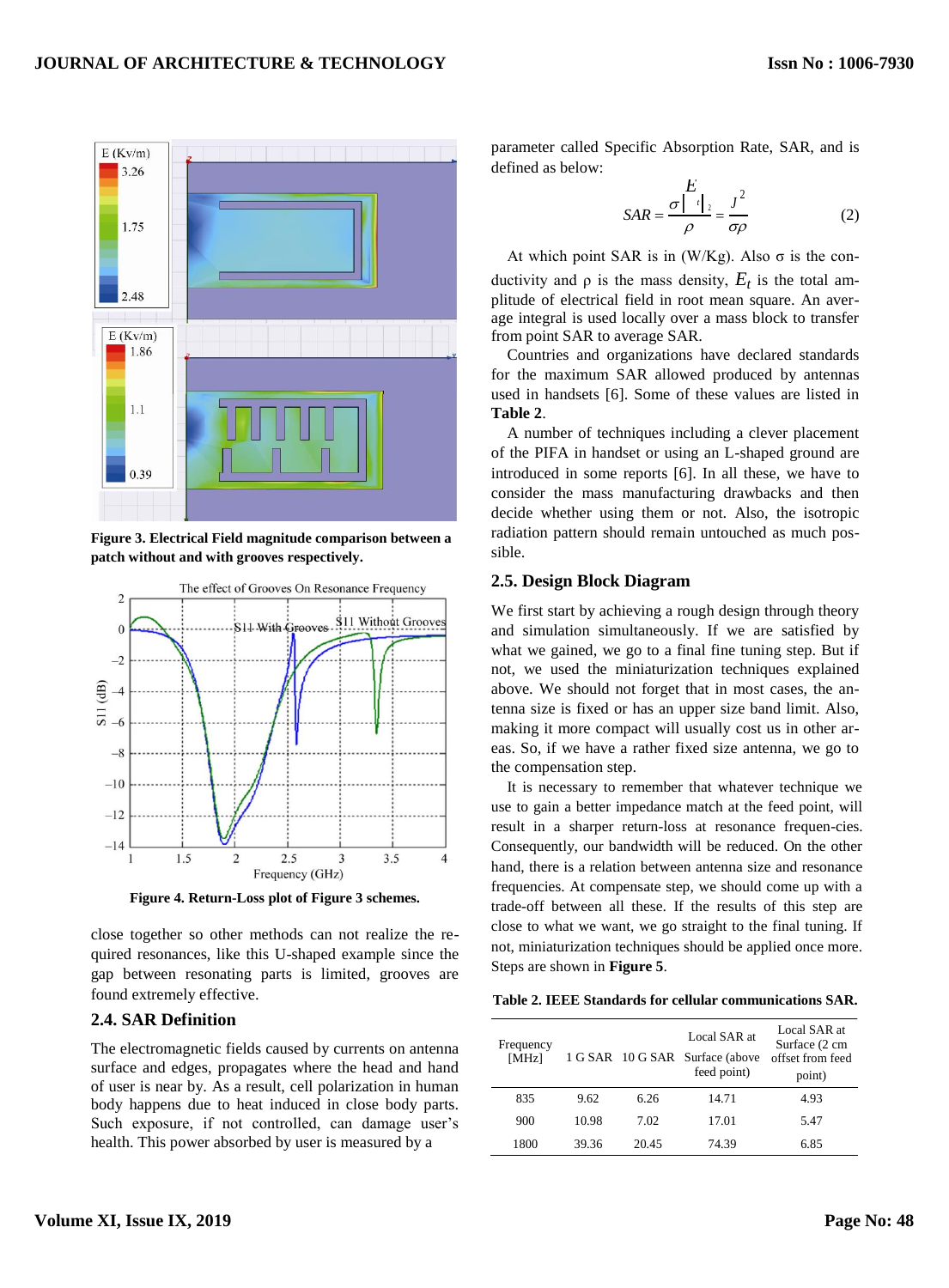**Figure 3. Electrical Field magnitude comparison between a patch without and with grooves respectively.**

**Figure 4. Return-Loss plot of Figure 3 schemes.**

close together so other methods can not realize the required resonances, like this U-shaped example since the gap between resonating parts is limited, grooves are found extremely effective.

## 2.4. SAR Definition

The electromagnetic fields caused by currents on antenna surface and edges, propagates where the head and hand of user is near by. As a result, cell polarization in human body happens due to heat induced in close body parts. Such exposure, if not controlled, can damage user's health. This power absorbed by user is measured by a parameter called Specific Absorption Rate, SAR, and is defined as below:

$$SAR = \frac{\sigma |E_t|^2}{\rho} = \frac{J^2}{\sigma\rho} \tag{2}$$

At which point SAR is in (W/Kg). Also σ is the conductivity and ρ is the mass density, $E_t$ is the total amplitude of electrical field in root mean square. An average integral is used locally over a mass block to transfer from point SAR to average SAR.

Countries and organizations have declared standards for the maximum SAR allowed produced by antennas used in handsets [6]. Some of these values are listed in **Table 2**.

A number of techniques including a clever placement of the PIFA in handset or using an L-shaped ground are introduced in some reports [6]. In all these, we have to consider the mass manufacturing drawbacks and then decide whether using them or not. Also, the isotropic radiation pattern should remain untouched as much possible.

## 2.5. Design Block Diagram

We first start by achieving a rough design through theory and simulation simultaneously. If we are satisfied by what we gained, we go to a final fine tuning step. But if not, we used the miniaturization techniques explained above. We should not forget that in most cases, the antenna size is fixed or has an upper size band limit. Also, making it more compact will usually cost us in other areas. So, if we have a rather fixed size antenna, we go to the compensation step.

It is necessary to remember that whatever technique we use to gain a better impedance match at the feed point, will result in a sharper return-loss at resonance frequen-cies. Consequently, our bandwidth will be reduced. On the other hand, there is a relation between antenna size and resonance frequencies. At compensate step, we should come up with a trade-off between all these. If the results of this step are close to what we want, we go straight to the final tuning. If not, miniaturization techniques should be applied once more. Steps are shown in **Figure 5**.

**Table 2. IEEE Standards for cellular communications SAR.**

| Frequency [MHz] | 1 G SAR | 10 G SAR | Local SAR at Surface (above feed point) | Local SAR at Surface (2 cm offset from feed point) |
|---|---|---|---|---|
| 835 | 9.62 | 6.26 | 14.71 | 4.93 |
| 900 | 10.98 | 7.02 | 17.01 | 5.47 |
| 1800 | 39.36 | 20.45 | 74.39 | 6.85 |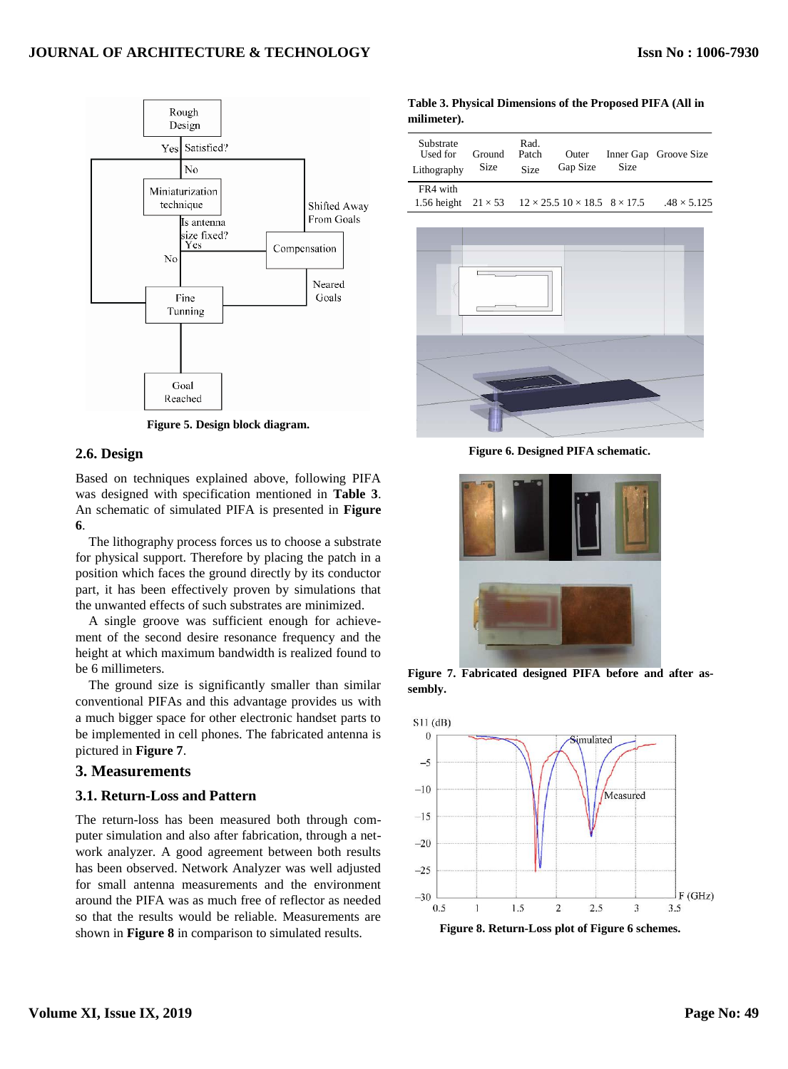Figure 5. Design block diagram.

## 2.6. Design

Based on techniques explained above, following PIFA was designed with specification mentioned in **Table 3**. An schematic of simulated PIFA is presented in **Figure 6**.

The lithography process forces us to choose a substrate for physical support. Therefore by placing the patch in a position which faces the ground directly by its conductor part, it has been effectively proven by simulations that the unwanted effects of such substrates are minimized.

A single groove was sufficient enough for achievement of the second desire resonance frequency and the height at which maximum bandwidth is realized found to be 6 millimeters.

The ground size is significantly smaller than similar conventional PIFAs and this advantage provides us with a much bigger space for other electronic handset parts to be implemented in cell phones. The fabricated antenna is pictured in **Figure 7**.

# 3. Measurements

## 3.1. Return-Loss and Pattern

The return-loss has been measured both through computer simulation and also after fabrication, through a network analyzer. A good agreement between both results has been observed. Network Analyzer was well adjusted for small antenna measurements and the environment around the PIFA was as much free of reflector as needed so that the results would be reliable. Measurements are shown in **Figure 8** in comparison to simulated results.

**Table 3. Physical Dimensions of the Proposed PIFA (All in milimeter).**

| Substrate Used for Lithography | Ground Size | Rad. Patch Size | Outer Gap Size | Inner Gap Size | Groove Size |
|---|---|---|---|---|---|
| FR4 with 1.56 height | 21 × 53 | 12 × 25.5 | 10 × 18.5 | 8 × 17.5 | .48 × 5.125 |

Figure 6. Designed PIFA schematic.

Figure 7. Fabricated designed PIFA before and after assembly.

Figure 8. Return-Loss plot of Figure 6 schemes.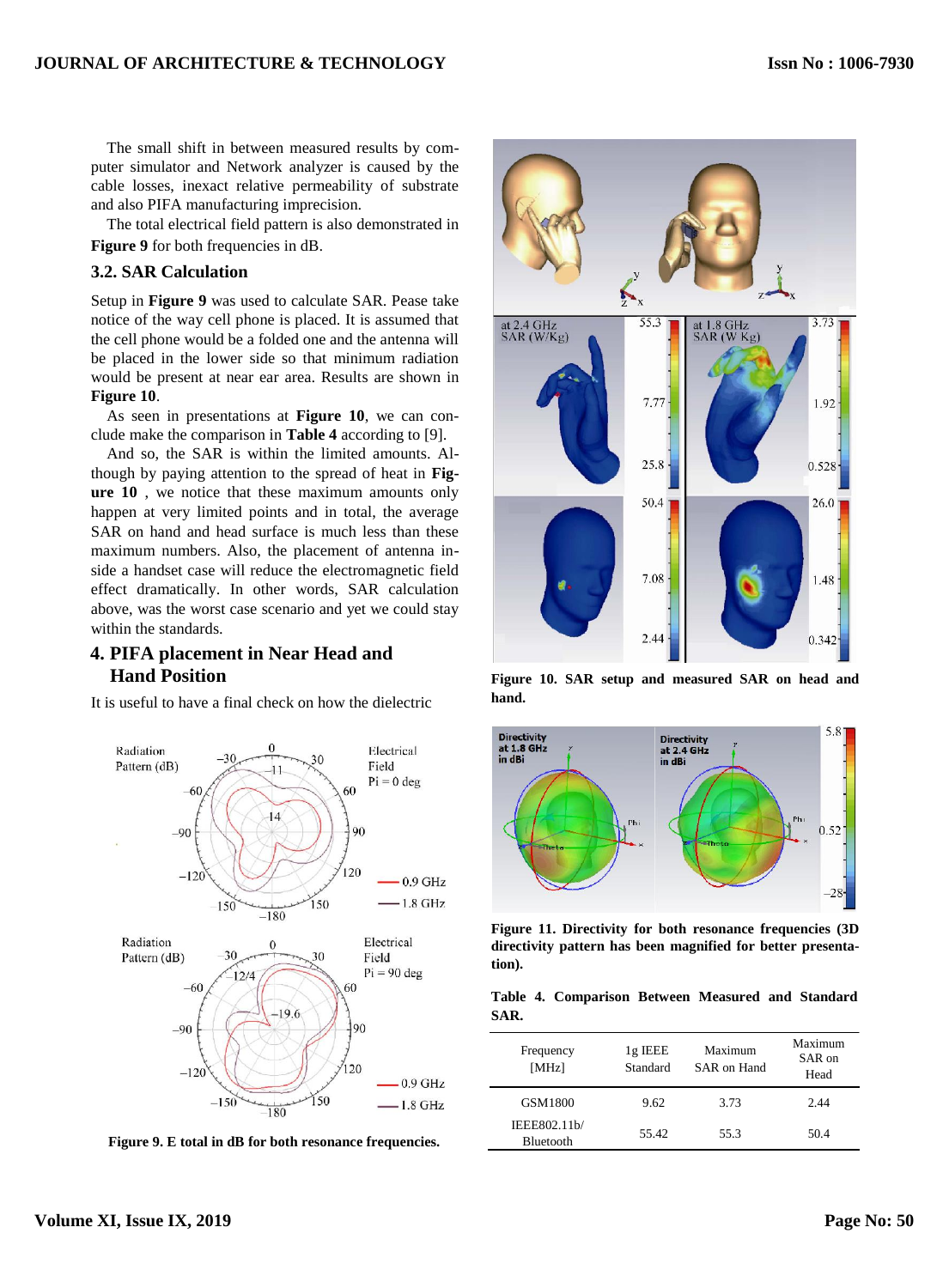The small shift in between measured results by computer simulator and Network analyzer is caused by the cable losses, inexact relative permeability of substrate and also PIFA manufacturing imprecision.

The total electrical field pattern is also demonstrated in **Figure 9** for both frequencies in dB.

### 3.2. SAR Calculation

Setup in **Figure 9** was used to calculate SAR. Pease take notice of the way cell phone is placed. It is assumed that the cell phone would be a folded one and the antenna will be placed in the lower side so that minimum radiation would be present at near ear area. Results are shown in **Figure 10**.

As seen in presentations at **Figure 10**, we can conclude make the comparison in **Table 4** according to [9].

And so, the SAR is within the limited amounts. Although by paying attention to the spread of heat in **Figure 10** , we notice that these maximum amounts only happen at very limited points and in total, the average SAR on hand and head surface is much less than these maximum numbers. Also, the placement of antenna inside a handset case will reduce the electromagnetic field effect dramatically. In other words, SAR calculation above, was the worst case scenario and yet we could stay within the standards.

## 4. PIFA placement in Near Head and Hand Position

It is useful to have a final check on how the dielectric

**Figure 9. E total in dB for both resonance frequencies.**

**Figure 10. SAR setup and measured SAR on head and hand.**

**Figure 11. Directivity for both resonance frequencies (3D directivity pattern has been magnified for better presentation).**

**Table 4. Comparison Between Measured and Standard SAR.**

| Frequency [MHz] | 1g IEEE Standard | Maximum SAR on Hand | Maximum SAR on Head |
|---|---|---|---|
| GSM1800 | 9.62 | 3.73 | 2.44 |
| IEEE802.11b/ Bluetooth | 55.42 | 55.3 | 50.4 |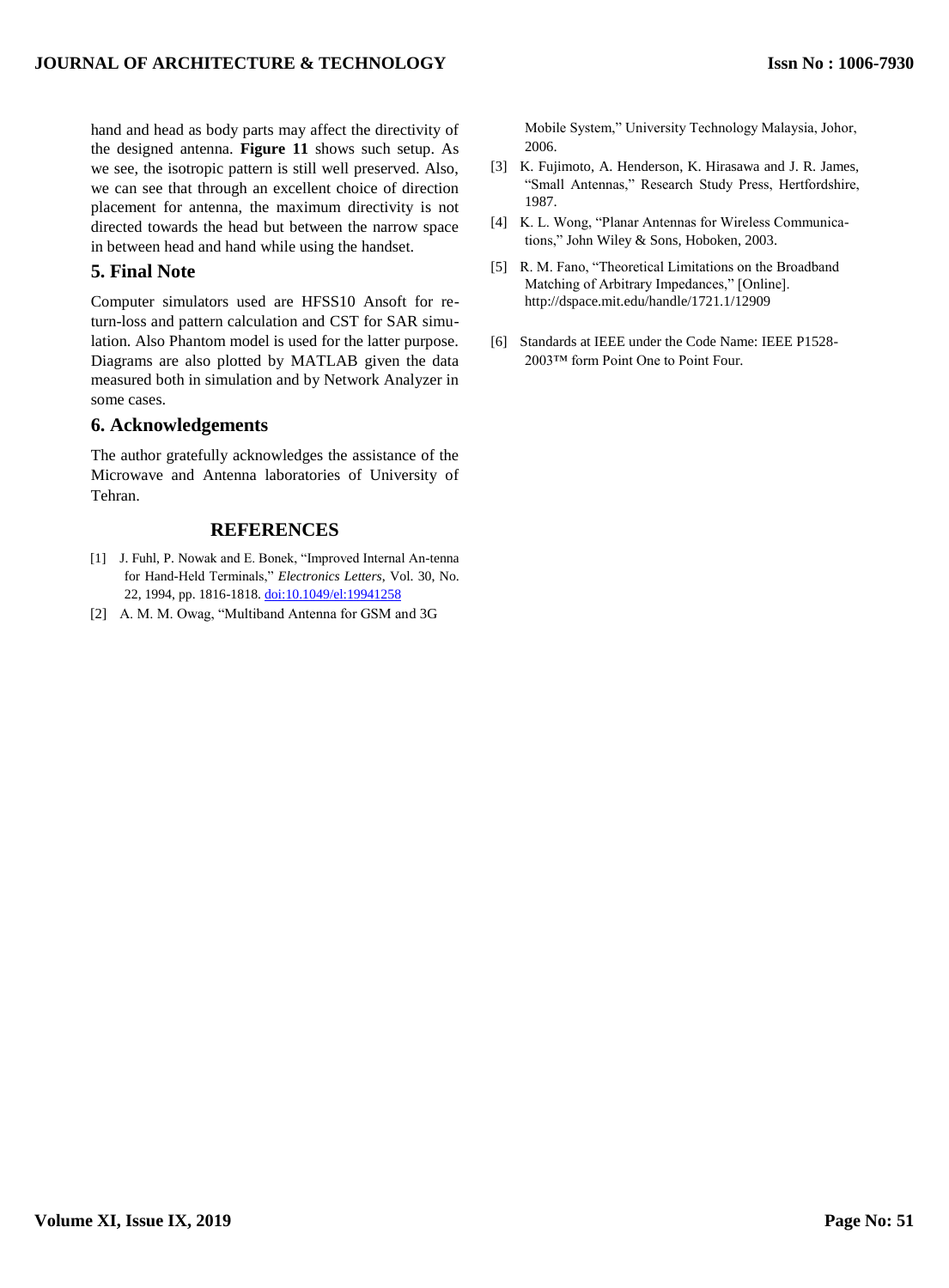hand and head as body parts may affect the directivity of the designed antenna. **Figure 11** shows such setup. As we see, the isotropic pattern is still well preserved. Also, we can see that through an excellent choice of direction placement for antenna, the maximum directivity is not directed towards the head but between the narrow space in between head and hand while using the handset.

## 5. Final Note

Computer simulators used are HFSS10 Ansoft for return-loss and pattern calculation and CST for SAR simulation. Also Phantom model is used for the latter purpose. Diagrams are also plotted by MATLAB given the data measured both in simulation and by Network Analyzer in some cases.

## 6. Acknowledgements

The author gratefully acknowledges the assistance of the Microwave and Antenna laboratories of University of Tehran.

## REFERENCES

[1] J. Fuhl, P. Nowak and E. Bonek, "Improved Internal An-tenna for Hand-Held Terminals," *Electronics Letters*, Vol. 30, No. 22, 1994, pp. 1816-1818. doi:10.1049/el:19941258

[2] A. M. M. Owag, "Multiband Antenna for GSM and 3G Mobile System," University Technology Malaysia, Johor, 2006.

[3] K. Fujimoto, A. Henderson, K. Hirasawa and J. R. James, "Small Antennas," Research Study Press, Hertfordshire, 1987.

[4] K. L. Wong, "Planar Antennas for Wireless Communications," John Wiley & Sons, Hoboken, 2003.

[5] R. M. Fano, "Theoretical Limitations on the Broadband Matching of Arbitrary Impedances," [Online]. http://dspace.mit.edu/handle/1721.1/12909

[6] Standards at IEEE under the Code Name: IEEE P1528-2003™ form Point One to Point Four.